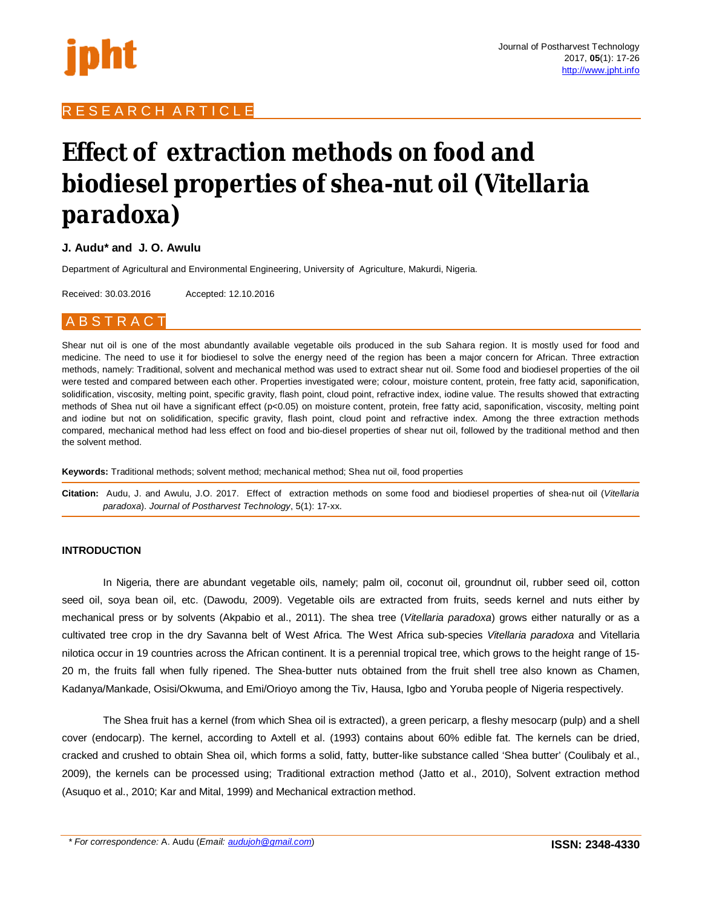RESEARCH ARTICLE

# Effect of extraction methods on food and biodiesel properties of shea-nut oil (Vitellaria paradoxa)

**J. Audu* and J. O. Awulu**

Department of Agricultural and Environmental Engineering, University of Agriculture, Makurdi, Nigeria.

Received: 30.03.2016 Accepted: 12.10.2016

## ABSTRACT

Shear nut oil is one of the most abundantly available vegetable oils produced in the sub Sahara region. It is mostly used for food and medicine. The need to use it for biodiesel to solve the energy need of the region has been a major concern for African. Three extraction methods, namely: Traditional, solvent and mechanical method was used to extract shear nut oil. Some food and biodiesel properties of the oil were tested and compared between each other. Properties investigated were; colour, moisture content, protein, free fatty acid, saponification, solidification, viscosity, melting point, specific gravity, flash point, cloud point, refractive index, iodine value. The results showed that extracting methods of Shea nut oil have a significant effect ($p<0.05$) on moisture content, protein, free fatty acid, saponification, viscosity, melting point and iodine but not on solidification, specific gravity, flash point, cloud point and refractive index. Among the three extraction methods compared, mechanical method had less effect on food and bio-diesel properties of shear nut oil, followed by the traditional method and then the solvent method.

**Keywords:** Traditional methods; solvent method; mechanical method; Shea nut oil, food properties

**Citation:** Audu, J. and Awulu, J.O. 2017. Effect of extraction methods on some food and biodiesel properties of shea-nut oil (*Vitellaria paradoxa*). *Journal of Postharvest Technology*, 5(1): 17-xx.

## INTRODUCTION

In Nigeria, there are abundant vegetable oils, namely; palm oil, coconut oil, groundnut oil, rubber seed oil, cotton seed oil, soya bean oil, etc. (Dawodu, 2009). Vegetable oils are extracted from fruits, seeds kernel and nuts either by mechanical press or by solvents (Akpabio et al., 2011). The shea tree (*Vitellaria paradoxa*) grows either naturally or as a cultivated tree crop in the dry Savanna belt of West Africa. The West Africa sub-species *Vitellaria paradoxa* and Vitellaria nilotica occur in 19 countries across the African continent. It is a perennial tropical tree, which grows to the height range of 15-20 m, the fruits fall when fully ripened. The Shea-butter nuts obtained from the fruit shell tree also known as Chamen, Kadanya/Mankade, Osisi/Okwuma, and Emi/Orioyo among the Tiv, Hausa, Igbo and Yoruba people of Nigeria respectively.

The Shea fruit has a kernel (from which Shea oil is extracted), a green pericarp, a fleshy mesocarp (pulp) and a shell cover (endocarp). The kernel, according to Axtell et al. (1993) contains about 60% edible fat. The kernels can be dried, cracked and crushed to obtain Shea oil, which forms a solid, fatty, butter-like substance called 'Shea butter' (Coulibaly et al., 2009), the kernels can be processed using; Traditional extraction method (Jatto et al., 2010), Solvent extraction method (Asuquo et al., 2010; Kar and Mital, 1999) and Mechanical extraction method.

\* For correspondence: A. Audu (Email: audujoh@gmail.com)

ISSN: 2348-4330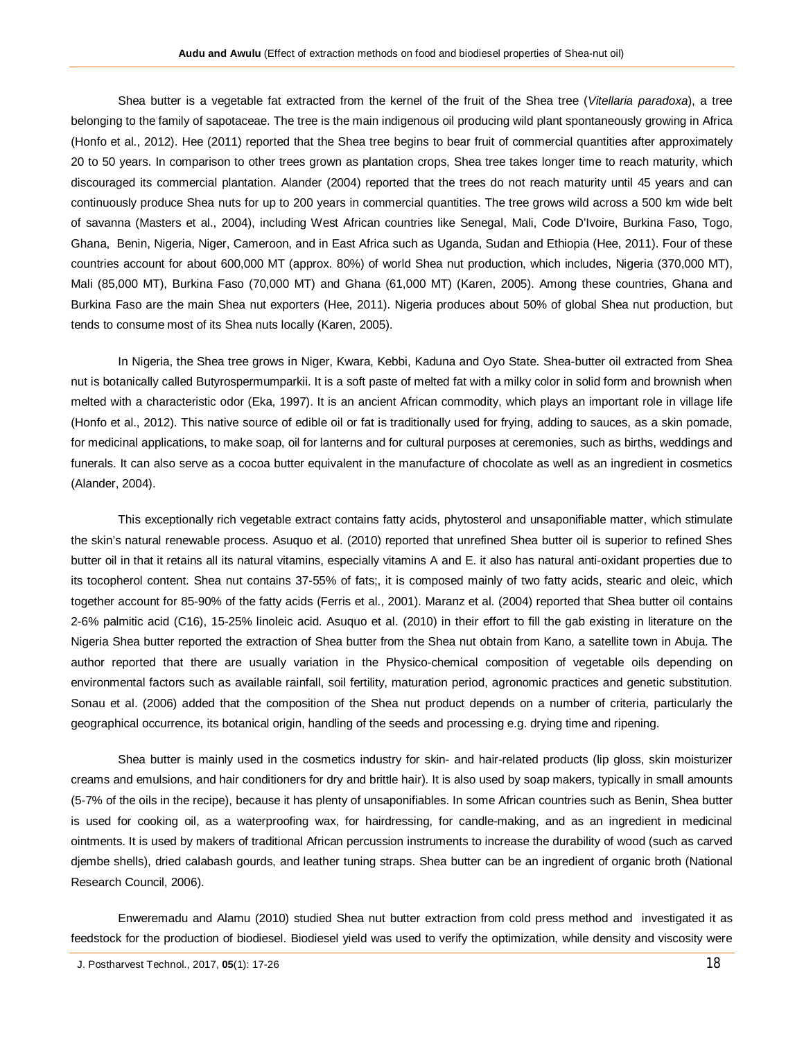Shea butter is a vegetable fat extracted from the kernel of the fruit of the Shea tree (*Vitellaria paradoxa*), a tree belonging to the family of sapotaceae. The tree is the main indigenous oil producing wild plant spontaneously growing in Africa (Honfo et al., 2012). Hee (2011) reported that the Shea tree begins to bear fruit of commercial quantities after approximately 20 to 50 years. In comparison to other trees grown as plantation crops, Shea tree takes longer time to reach maturity, which discouraged its commercial plantation. Alander (2004) reported that the trees do not reach maturity until 45 years and can continuously produce Shea nuts for up to 200 years in commercial quantities. The tree grows wild across a 500 km wide belt of savanna (Masters et al., 2004), including West African countries like Senegal, Mali, Code D'Ivoire, Burkina Faso, Togo, Ghana, Benin, Nigeria, Niger, Cameroon, and in East Africa such as Uganda, Sudan and Ethiopia (Hee, 2011). Four of these countries account for about 600,000 MT (approx. 80%) of world Shea nut production, which includes, Nigeria (370,000 MT), Mali (85,000 MT), Burkina Faso (70,000 MT) and Ghana (61,000 MT) (Karen, 2005). Among these countries, Ghana and Burkina Faso are the main Shea nut exporters (Hee, 2011). Nigeria produces about 50% of global Shea nut production, but tends to consume most of its Shea nuts locally (Karen, 2005).

In Nigeria, the Shea tree grows in Niger, Kwara, Kebbi, Kaduna and Oyo State. Shea-butter oil extracted from Shea nut is botanically called Butyrospermumparkii. It is a soft paste of melted fat with a milky color in solid form and brownish when melted with a characteristic odor (Eka, 1997). It is an ancient African commodity, which plays an important role in village life (Honfo et al., 2012). This native source of edible oil or fat is traditionally used for frying, adding to sauces, as a skin pomade, for medicinal applications, to make soap, oil for lanterns and for cultural purposes at ceremonies, such as births, weddings and funerals. It can also serve as a cocoa butter equivalent in the manufacture of chocolate as well as an ingredient in cosmetics (Alander, 2004).

This exceptionally rich vegetable extract contains fatty acids, phytosterol and unsaponifiable matter, which stimulate the skin's natural renewable process. Asuquo et al. (2010) reported that unrefined Shea butter oil is superior to refined Shes butter oil in that it retains all its natural vitamins, especially vitamins A and E. it also has natural anti-oxidant properties due to its tocopherol content. Shea nut contains 37-55% of fats;, it is composed mainly of two fatty acids, stearic and oleic, which together account for 85-90% of the fatty acids (Ferris et al., 2001). Maranz et al. (2004) reported that Shea butter oil contains 2-6% palmitic acid (C16), 15-25% linoleic acid. Asuquo et al. (2010) in their effort to fill the gab existing in literature on the Nigeria Shea butter reported the extraction of Shea butter from the Shea nut obtain from Kano, a satellite town in Abuja. The author reported that there are usually variation in the Physico-chemical composition of vegetable oils depending on environmental factors such as available rainfall, soil fertility, maturation period, agronomic practices and genetic substitution. Sonau et al. (2006) added that the composition of the Shea nut product depends on a number of criteria, particularly the geographical occurrence, its botanical origin, handling of the seeds and processing e.g. drying time and ripening.

Shea butter is mainly used in the cosmetics industry for skin- and hair-related products (lip gloss, skin moisturizer creams and emulsions, and hair conditioners for dry and brittle hair). It is also used by soap makers, typically in small amounts (5-7% of the oils in the recipe), because it has plenty of unsaponifiables. In some African countries such as Benin, Shea butter is used for cooking oil, as a waterproofing wax, for hairdressing, for candle-making, and as an ingredient in medicinal ointments. It is used by makers of traditional African percussion instruments to increase the durability of wood (such as carved djembe shells), dried calabash gourds, and leather tuning straps. Shea butter can be an ingredient of organic broth (National Research Council, 2006).

Enweremadu and Alamu (2010) studied Shea nut butter extraction from cold press method and investigated it as feedstock for the production of biodiesel. Biodiesel yield was used to verify the optimization, while density and viscosity were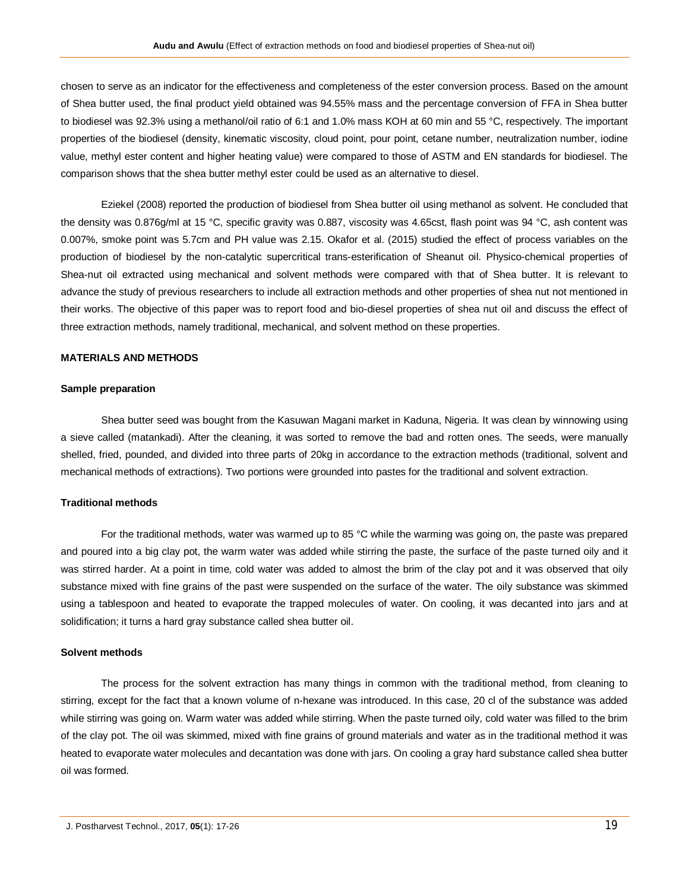chosen to serve as an indicator for the effectiveness and completeness of the ester conversion process. Based on the amount of Shea butter used, the final product yield obtained was 94.55% mass and the percentage conversion of FFA in Shea butter to biodiesel was 92.3% using a methanol/oil ratio of 6:1 and 1.0% mass KOH at 60 min and 55 °C, respectively. The important properties of the biodiesel (density, kinematic viscosity, cloud point, pour point, cetane number, neutralization number, iodine value, methyl ester content and higher heating value) were compared to those of ASTM and EN standards for biodiesel. The comparison shows that the shea butter methyl ester could be used as an alternative to diesel.

Eziekel (2008) reported the production of biodiesel from Shea butter oil using methanol as solvent. He concluded that the density was 0.876g/ml at 15 °C, specific gravity was 0.887, viscosity was 4.65cst, flash point was 94 °C, ash content was 0.007%, smoke point was 5.7cm and PH value was 2.15. Okafor et al. (2015) studied the effect of process variables on the production of biodiesel by the non-catalytic supercritical trans-esterification of Sheanut oil. Physico-chemical properties of Shea-nut oil extracted using mechanical and solvent methods were compared with that of Shea butter. It is relevant to advance the study of previous researchers to include all extraction methods and other properties of shea nut not mentioned in their works. The objective of this paper was to report food and bio-diesel properties of shea nut oil and discuss the effect of three extraction methods, namely traditional, mechanical, and solvent method on these properties.

## MATERIALS AND METHODS

### Sample preparation

Shea butter seed was bought from the Kasuwan Magani market in Kaduna, Nigeria. It was clean by winnowing using a sieve called (matankadi). After the cleaning, it was sorted to remove the bad and rotten ones. The seeds, were manually shelled, fried, pounded, and divided into three parts of 20kg in accordance to the extraction methods (traditional, solvent and mechanical methods of extractions). Two portions were grounded into pastes for the traditional and solvent extraction.

### Traditional methods

For the traditional methods, water was warmed up to 85 °C while the warming was going on, the paste was prepared and poured into a big clay pot, the warm water was added while stirring the paste, the surface of the paste turned oily and it was stirred harder. At a point in time, cold water was added to almost the brim of the clay pot and it was observed that oily substance mixed with fine grains of the past were suspended on the surface of the water. The oily substance was skimmed using a tablespoon and heated to evaporate the trapped molecules of water. On cooling, it was decanted into jars and at solidification; it turns a hard gray substance called shea butter oil.

### Solvent methods

The process for the solvent extraction has many things in common with the traditional method, from cleaning to stirring, except for the fact that a known volume of n-hexane was introduced. In this case, 20 cl of the substance was added while stirring was going on. Warm water was added while stirring. When the paste turned oily, cold water was filled to the brim of the clay pot. The oil was skimmed, mixed with fine grains of ground materials and water as in the traditional method it was heated to evaporate water molecules and decantation was done with jars. On cooling a gray hard substance called shea butter oil was formed.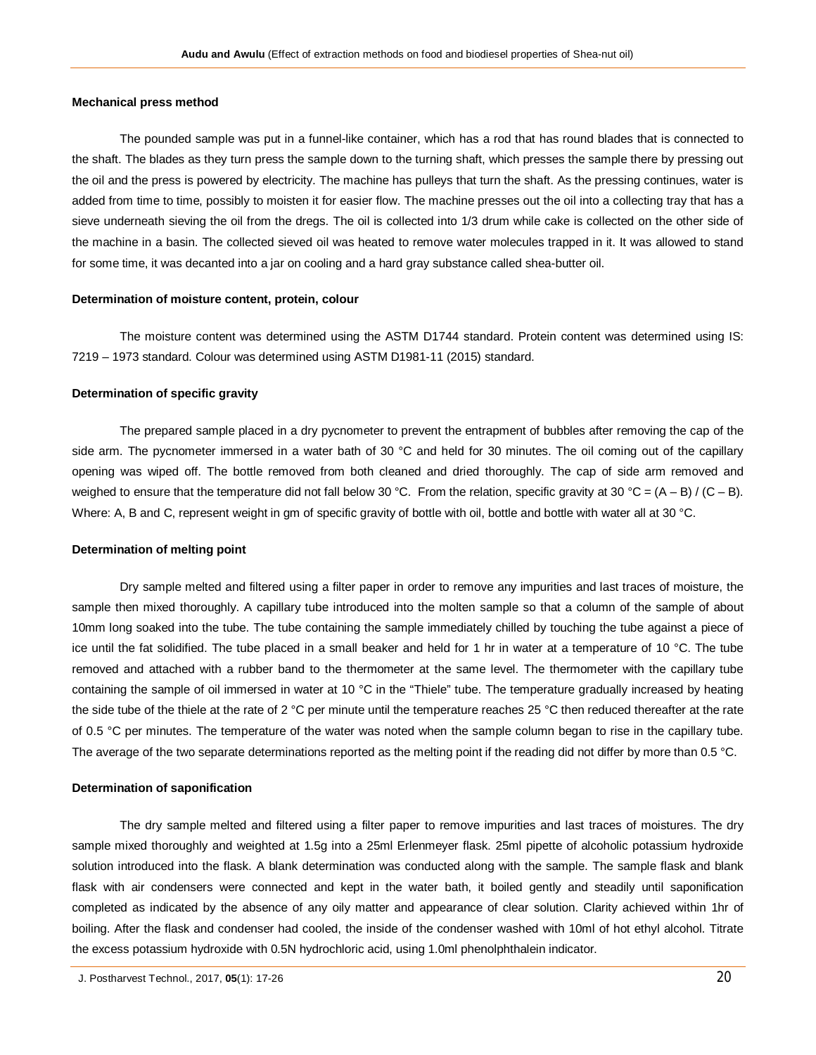### Mechanical press method

The pounded sample was put in a funnel-like container, which has a rod that has round blades that is connected to the shaft. The blades as they turn press the sample down to the turning shaft, which presses the sample there by pressing out the oil and the press is powered by electricity. The machine has pulleys that turn the shaft. As the pressing continues, water is added from time to time, possibly to moisten it for easier flow. The machine presses out the oil into a collecting tray that has a sieve underneath sieving the oil from the dregs. The oil is collected into 1/3 drum while cake is collected on the other side of the machine in a basin. The collected sieved oil was heated to remove water molecules trapped in it. It was allowed to stand for some time, it was decanted into a jar on cooling and a hard gray substance called shea-butter oil.

### Determination of moisture content, protein, colour

The moisture content was determined using the ASTM D1744 standard. Protein content was determined using IS: 7219 – 1973 standard. Colour was determined using ASTM D1981-11 (2015) standard.

### Determination of specific gravity

The prepared sample placed in a dry pycnometer to prevent the entrapment of bubbles after removing the cap of the side arm. The pycnometer immersed in a water bath of 30 °C and held for 30 minutes. The oil coming out of the capillary opening was wiped off. The bottle removed from both cleaned and dried thoroughly. The cap of side arm removed and weighed to ensure that the temperature did not fall below 30 °C. From the relation, specific gravity at 30 °C = $(A – B) / (C – B)$. Where: A, B and C, represent weight in gm of specific gravity of bottle with oil, bottle and bottle with water all at 30 °C.

### Determination of melting point

Dry sample melted and filtered using a filter paper in order to remove any impurities and last traces of moisture, the sample then mixed thoroughly. A capillary tube introduced into the molten sample so that a column of the sample of about 10mm long soaked into the tube. The tube containing the sample immediately chilled by touching the tube against a piece of ice until the fat solidified. The tube placed in a small beaker and held for 1 hr in water at a temperature of 10 °C. The tube removed and attached with a rubber band to the thermometer at the same level. The thermometer with the capillary tube containing the sample of oil immersed in water at 10 °C in the "Thiele" tube. The temperature gradually increased by heating the side tube of the thiele at the rate of 2 °C per minute until the temperature reaches 25 °C then reduced thereafter at the rate of 0.5 °C per minutes. The temperature of the water was noted when the sample column began to rise in the capillary tube. The average of the two separate determinations reported as the melting point if the reading did not differ by more than 0.5 °C.

### Determination of saponification

The dry sample melted and filtered using a filter paper to remove impurities and last traces of moistures. The dry sample mixed thoroughly and weighted at 1.5g into a 25ml Erlenmeyer flask. 25ml pipette of alcoholic potassium hydroxide solution introduced into the flask. A blank determination was conducted along with the sample. The sample flask and blank flask with air condensers were connected and kept in the water bath, it boiled gently and steadily until saponification completed as indicated by the absence of any oily matter and appearance of clear solution. Clarity achieved within 1hr of boiling. After the flask and condenser had cooled, the inside of the condenser washed with 10ml of hot ethyl alcohol. Titrate the excess potassium hydroxide with 0.5N hydrochloric acid, using 1.0ml phenolphthalein indicator.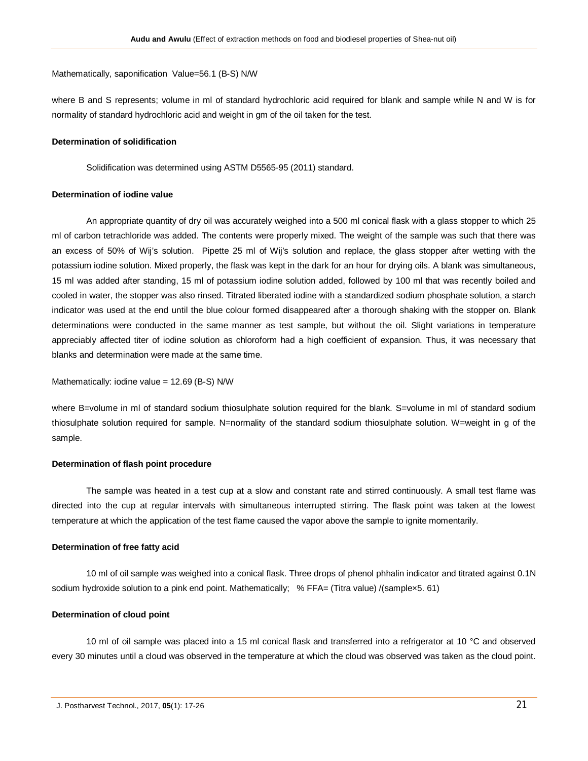Mathematically, saponification Value=56.1 (B-S) N/W

where B and S represents; volume in ml of standard hydrochloric acid required for blank and sample while N and W is for normality of standard hydrochloric acid and weight in gm of the oil taken for the test.

**Determination of solidification**

Solidification was determined using ASTM D5565-95 (2011) standard.

**Determination of iodine value**

An appropriate quantity of dry oil was accurately weighed into a 500 ml conical flask with a glass stopper to which 25 ml of carbon tetrachloride was added. The contents were properly mixed. The weight of the sample was such that there was an excess of 50% of Wij's solution. Pipette 25 ml of Wij's solution and replace, the glass stopper after wetting with the potassium iodine solution. Mixed properly, the flask was kept in the dark for an hour for drying oils. A blank was simultaneous, 15 ml was added after standing, 15 ml of potassium iodine solution added, followed by 100 ml that was recently boiled and cooled in water, the stopper was also rinsed. Titrated liberated iodine with a standardized sodium phosphate solution, a starch indicator was used at the end until the blue colour formed disappeared after a thorough shaking with the stopper on. Blank determinations were conducted in the same manner as test sample, but without the oil. Slight variations in temperature appreciably affected titer of iodine solution as chloroform had a high coefficient of expansion. Thus, it was necessary that blanks and determination were made at the same time.

Mathematically: iodine value = 12.69 (B-S) N/W

where B=volume in ml of standard sodium thiosulphate solution required for the blank. S=volume in ml of standard sodium thiosulphate solution required for sample. N=normality of the standard sodium thiosulphate solution. W=weight in g of the sample.

**Determination of flash point procedure**

The sample was heated in a test cup at a slow and constant rate and stirred continuously. A small test flame was directed into the cup at regular intervals with simultaneous interrupted stirring. The flask point was taken at the lowest temperature at which the application of the test flame caused the vapor above the sample to ignite momentarily.

**Determination of free fatty acid**

10 ml of oil sample was weighed into a conical flask. Three drops of phenol phhalin indicator and titrated against 0.1N sodium hydroxide solution to a pink end point. Mathematically; % FFA= (Titra value) /(sample×5. 61)

**Determination of cloud point**

10 ml of oil sample was placed into a 15 ml conical flask and transferred into a refrigerator at 10 °C and observed every 30 minutes until a cloud was observed in the temperature at which the cloud was observed was taken as the cloud point.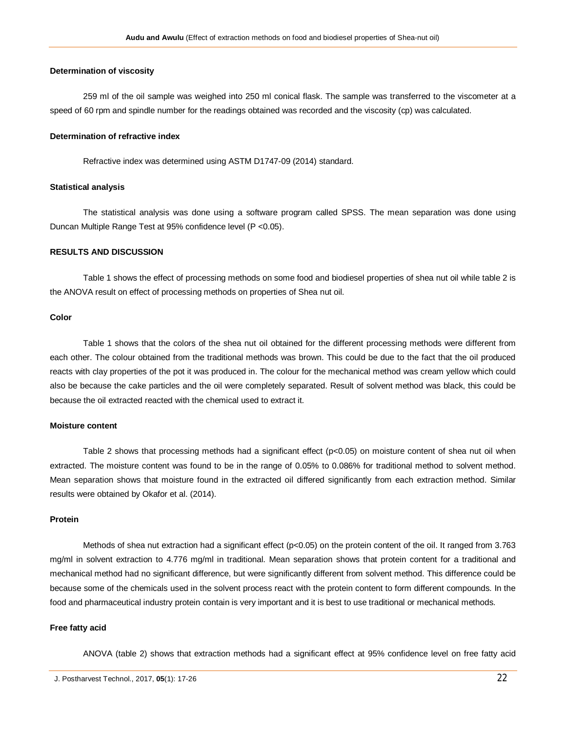### Determination of viscosity

259 ml of the oil sample was weighed into 250 ml conical flask. The sample was transferred to the viscometer at a speed of 60 rpm and spindle number for the readings obtained was recorded and the viscosity (cp) was calculated.

### Determination of refractive index

Refractive index was determined using ASTM D1747-09 (2014) standard.

### Statistical analysis

The statistical analysis was done using a software program called SPSS. The mean separation was done using Duncan Multiple Range Test at 95% confidence level ($P < 0.05$).

## RESULTS AND DISCUSSION

Table 1 shows the effect of processing methods on some food and biodiesel properties of shea nut oil while table 2 is the ANOVA result on effect of processing methods on properties of Shea nut oil.

### Color

Table 1 shows that the colors of the shea nut oil obtained for the different processing methods were different from each other. The colour obtained from the traditional methods was brown. This could be due to the fact that the oil produced reacts with clay properties of the pot it was produced in. The colour for the mechanical method was cream yellow which could also be because the cake particles and the oil were completely separated. Result of solvent method was black, this could be because the oil extracted reacted with the chemical used to extract it.

### Moisture content

Table 2 shows that processing methods had a significant effect ($p<0.05$) on moisture content of shea nut oil when extracted. The moisture content was found to be in the range of 0.05% to 0.086% for traditional method to solvent method. Mean separation shows that moisture found in the extracted oil differed significantly from each extraction method. Similar results were obtained by Okafor et al. (2014).

### Protein

Methods of shea nut extraction had a significant effect ($p<0.05$) on the protein content of the oil. It ranged from 3.763 mg/ml in solvent extraction to 4.776 mg/ml in traditional. Mean separation shows that protein content for a traditional and mechanical method had no significant difference, but were significantly different from solvent method. This difference could be because some of the chemicals used in the solvent process react with the protein content to form different compounds. In the food and pharmaceutical industry protein contain is very important and it is best to use traditional or mechanical methods.

### Free fatty acid

ANOVA (table 2) shows that extraction methods had a significant effect at 95% confidence level on free fatty acid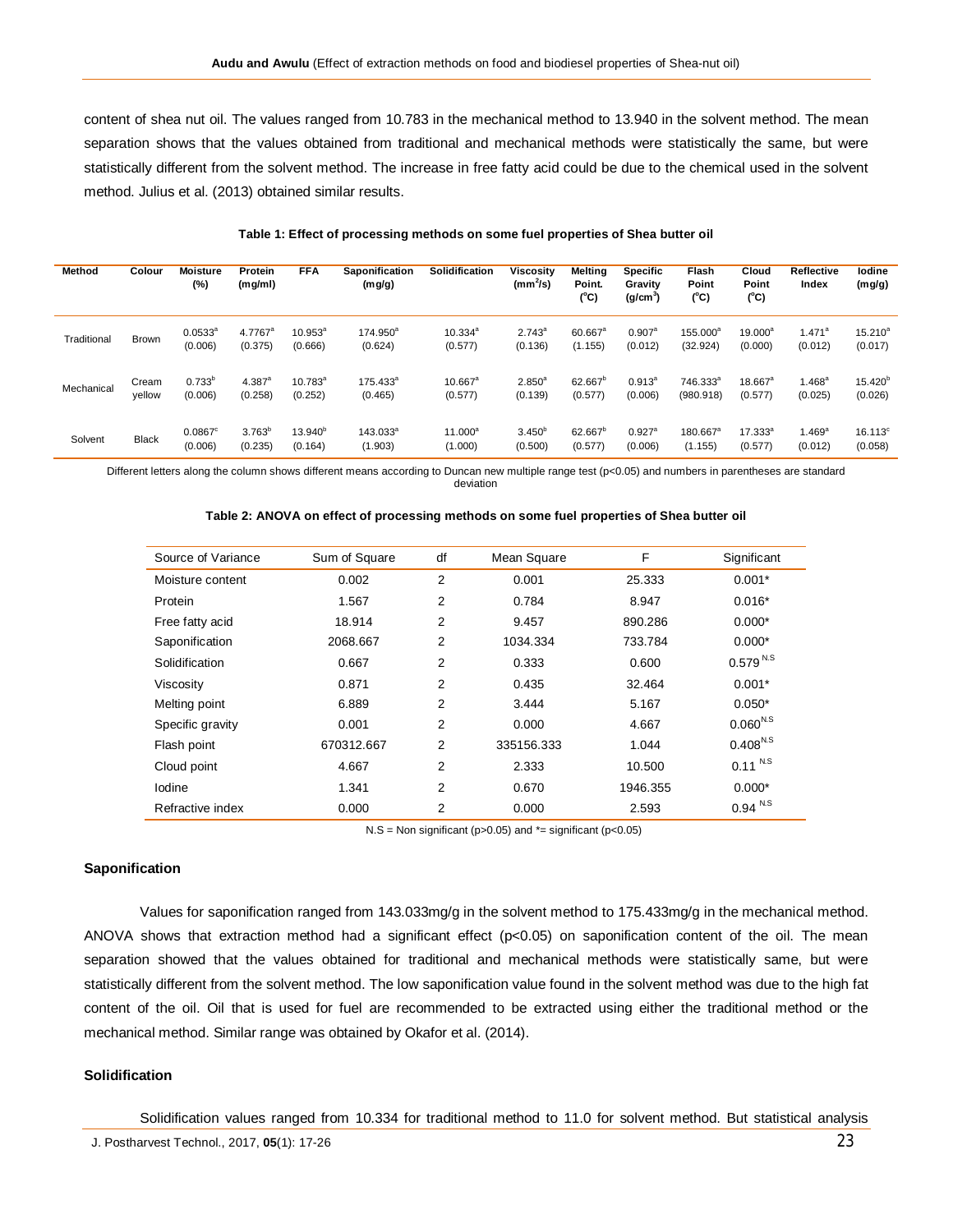content of shea nut oil. The values ranged from 10.783 in the mechanical method to 13.940 in the solvent method. The mean separation shows that the values obtained from traditional and mechanical methods were statistically the same, but were statistically different from the solvent method. The increase in free fatty acid could be due to the chemical used in the solvent method. Julius et al. (2013) obtained similar results.

**Table 1: Effect of processing methods on some fuel properties of Shea butter oil**

| Method | Colour | Moisture (%) | Protein (mg/ml) | FFA | Saponification (mg/g) | Solidification | Viscosity ($mm^2/s$) | Melting Point. (°C) | Specific Gravity ($g/cm^3$) | Flash Point (°C) | Cloud Point (°C) | Reflective Index | Iodine (mg/g) |
|---|---|---|---|---|---|---|---|---|---|---|---|---|---|
| Traditional | Brown | $0.0533^a$ (0.006) | $4.7767^a$ (0.375) | $10.953^a$ (0.666) | $174.950^a$ (0.624) | $10.334^a$ (0.577) | $2.743^a$ (0.136) | $60.667^a$ (1.155) | $0.907^a$ (0.012) | $155.000^a$ (32.924) | $19.000^a$ (0.000) | $1.471^a$ (0.012) | $15.210^a$ (0.017) |
| Mechanical | Cream yellow | $0.733^b$ (0.006) | $4.387^a$ (0.258) | $10.783^a$ (0.252) | $175.433^a$ (0.465) | $10.667^a$ (0.577) | $2.850^a$ (0.139) | $62.667^b$ (0.577) | $0.913^a$ (0.006) | $746.333^a$ (980.918) | $18.667^a$ (0.577) | $1.468^a$ (0.025) | $15.420^b$ (0.026) |
| Solvent | Black | $0.0867^c$ (0.006) | $3.763^b$ (0.235) | $13.940^b$ (0.164) | $143.033^a$ (1.903) | $11.000^a$ (1.000) | $3.450^b$ (0.500) | $62.667^b$ (0.577) | $0.927^a$ (0.006) | $180.667^a$ (1.155) | $17.333^a$ (0.577) | $1.469^a$ (0.012) | $16.113^c$ (0.058) |

Different letters along the column shows different means according to Duncan new multiple range test ($p<0.05$) and numbers in parentheses are standard deviation

**Table 2: ANOVA on effect of processing methods on some fuel properties of Shea butter oil**

| Source of Variance | Sum of Square | df | Mean Square | F | Significant |
|---|---|---|---|---|---|
| Moisture content | 0.002 | 2 | 0.001 | 25.333 | 0.001* |
| Protein | 1.567 | 2 | 0.784 | 8.947 | 0.016* |
| Free fatty acid | 18.914 | 2 | 9.457 | 890.286 | 0.000* |
| Saponification | 2068.667 | 2 | 1034.334 | 733.784 | 0.000* |
| Solidification | 0.667 | 2 | 0.333 | 0.600 | 0.579 N.S |
| Viscosity | 0.871 | 2 | 0.435 | 32.464 | 0.001* |
| Melting point | 6.889 | 2 | 3.444 | 5.167 | 0.050* |
| Specific gravity | 0.001 | 2 | 0.000 | 4.667 | 0.060 N.S |
| Flash point | 670312.667 | 2 | 335156.333 | 1.044 | 0.408 N.S |
| Cloud point | 4.667 | 2 | 2.333 | 10.500 | 0.11 N.S |
| Iodine | 1.341 | 2 | 0.670 | 1946.355 | 0.000* |
| Refractive index | 0.000 | 2 | 0.000 | 2.593 | 0.94 N.S |

N.S = Non significant ($p>0.05$) and *= significant ($p<0.05$)

### Saponification

Values for saponification ranged from 143.033mg/g in the solvent method to 175.433mg/g in the mechanical method. ANOVA shows that extraction method had a significant effect ($p<0.05$) on saponification content of the oil. The mean separation showed that the values obtained for traditional and mechanical methods were statistically same, but were statistically different from the solvent method. The low saponification value found in the solvent method was due to the high fat content of the oil. Oil that is used for fuel are recommended to be extracted using either the traditional method or the mechanical method. Similar range was obtained by Okafor et al. (2014).

### Solidification

Solidification values ranged from 10.334 for traditional method to 11.0 for solvent method. But statistical analysis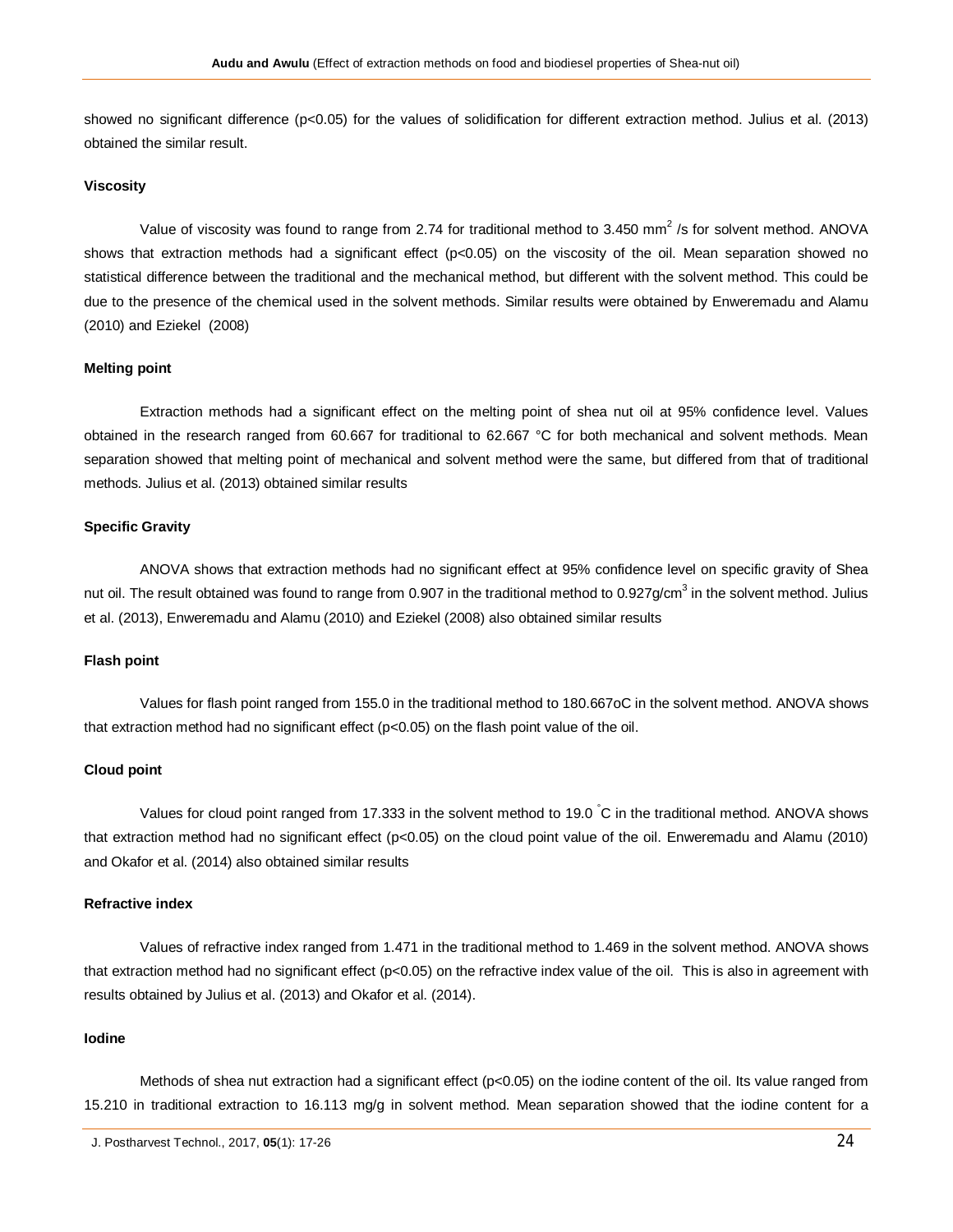showed no significant difference (p<0.05) for the values of solidification for different extraction method. Julius et al. (2013) obtained the similar result.

### Viscosity

Value of viscosity was found to range from 2.74 for traditional method to 3.450 $mm^2$ /s for solvent method. ANOVA shows that extraction methods had a significant effect (p<0.05) on the viscosity of the oil. Mean separation showed no statistical difference between the traditional and the mechanical method, but different with the solvent method. This could be due to the presence of the chemical used in the solvent methods. Similar results were obtained by Enweremadu and Alamu (2010) and Eziekel (2008)

### Melting point

Extraction methods had a significant effect on the melting point of shea nut oil at 95% confidence level. Values obtained in the research ranged from 60.667 for traditional to 62.667 °C for both mechanical and solvent methods. Mean separation showed that melting point of mechanical and solvent method were the same, but differed from that of traditional methods. Julius et al. (2013) obtained similar results

### Specific Gravity

ANOVA shows that extraction methods had no significant effect at 95% confidence level on specific gravity of Shea nut oil. The result obtained was found to range from 0.907 in the traditional method to 0.927g/$cm^3$ in the solvent method. Julius et al. (2013), Enweremadu and Alamu (2010) and Eziekel (2008) also obtained similar results

### Flash point

Values for flash point ranged from 155.0 in the traditional method to 180.667oC in the solvent method. ANOVA shows that extraction method had no significant effect (p<0.05) on the flash point value of the oil.

### Cloud point

Values for cloud point ranged from 17.333 in the solvent method to 19.0 °C in the traditional method. ANOVA shows that extraction method had no significant effect (p<0.05) on the cloud point value of the oil. Enweremadu and Alamu (2010) and Okafor et al. (2014) also obtained similar results

### Refractive index

Values of refractive index ranged from 1.471 in the traditional method to 1.469 in the solvent method. ANOVA shows that extraction method had no significant effect (p<0.05) on the refractive index value of the oil. This is also in agreement with results obtained by Julius et al. (2013) and Okafor et al. (2014).

### Iodine

Methods of shea nut extraction had a significant effect (p<0.05) on the iodine content of the oil. Its value ranged from 15.210 in traditional extraction to 16.113 mg/g in solvent method. Mean separation showed that the iodine content for a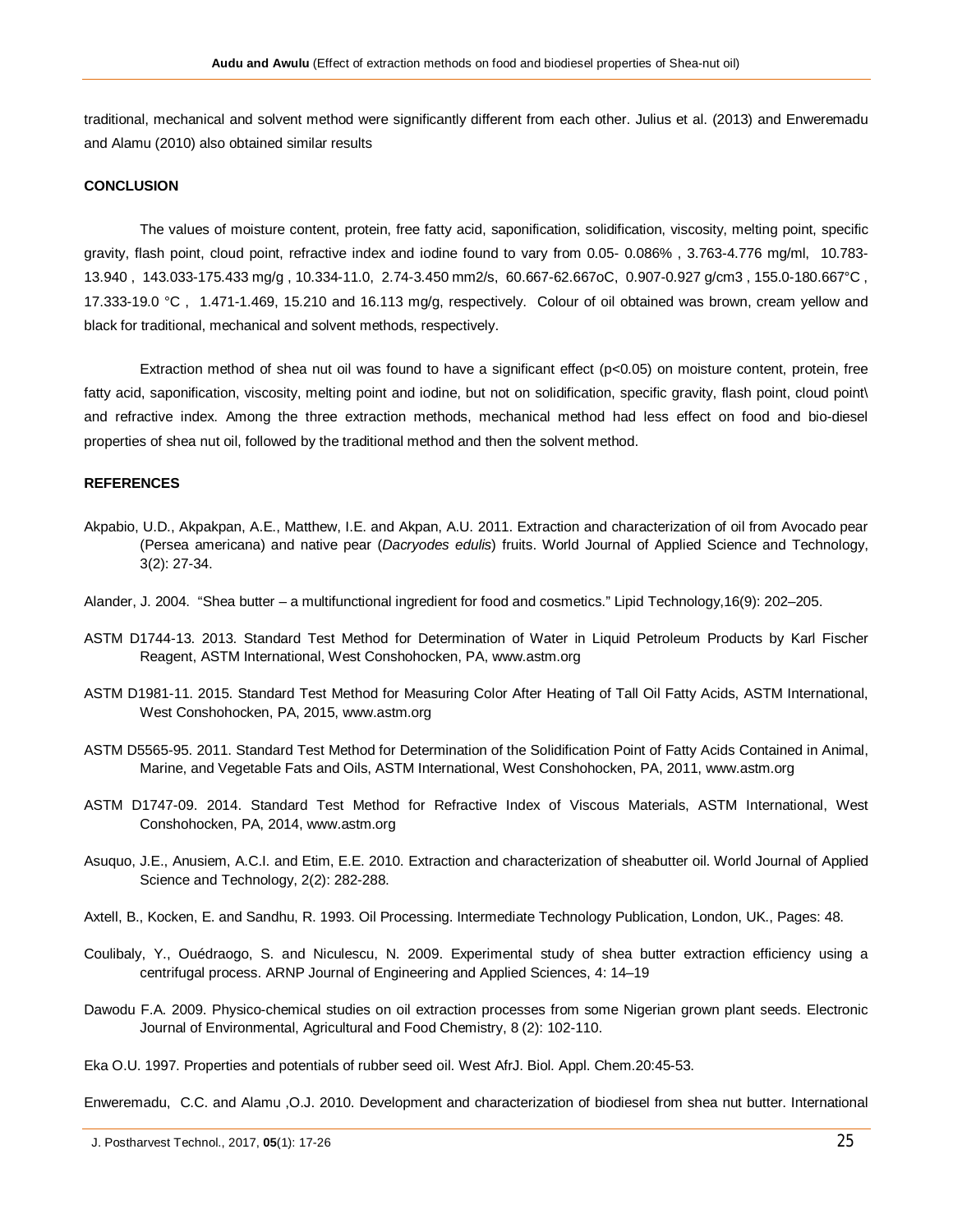traditional, mechanical and solvent method were significantly different from each other. Julius et al. (2013) and Enweremadu and Alamu (2010) also obtained similar results

## CONCLUSION

The values of moisture content, protein, free fatty acid, saponification, solidification, viscosity, melting point, specific gravity, flash point, cloud point, refractive index and iodine found to vary from 0.05- 0.086% , 3.763-4.776 mg/ml, 10.783-13.940 , 143.033-175.433 mg/g , 10.334-11.0, 2.74-3.450 mm2/s, 60.667-62.667oC, 0.907-0.927 g/cm3 , 155.0-180.667°C , 17.333-19.0 °C , 1.471-1.469, 15.210 and 16.113 mg/g, respectively. Colour of oil obtained was brown, cream yellow and black for traditional, mechanical and solvent methods, respectively.

Extraction method of shea nut oil was found to have a significant effect ($p<0.05$) on moisture content, protein, free fatty acid, saponification, viscosity, melting point and iodine, but not on solidification, specific gravity, flash point, cloud point\ and refractive index. Among the three extraction methods, mechanical method had less effect on food and bio-diesel properties of shea nut oil, followed by the traditional method and then the solvent method.

## REFERENCES

Akpabio, U.D., Akpakpan, A.E., Matthew, I.E. and Akpan, A.U. 2011. Extraction and characterization of oil from Avocado pear (Persea americana) and native pear (*Dacryodes edulis*) fruits. World Journal of Applied Science and Technology, 3(2): 27-34.

Alander, J. 2004. "Shea butter – a multifunctional ingredient for food and cosmetics." Lipid Technology,16(9): 202–205.

ASTM D1744-13. 2013. Standard Test Method for Determination of Water in Liquid Petroleum Products by Karl Fischer Reagent, ASTM International, West Conshohocken, PA, www.astm.org

ASTM D1981-11. 2015. Standard Test Method for Measuring Color After Heating of Tall Oil Fatty Acids, ASTM International, West Conshohocken, PA, 2015, www.astm.org

ASTM D5565-95. 2011. Standard Test Method for Determination of the Solidification Point of Fatty Acids Contained in Animal, Marine, and Vegetable Fats and Oils, ASTM International, West Conshohocken, PA, 2011, www.astm.org

ASTM D1747-09. 2014. Standard Test Method for Refractive Index of Viscous Materials, ASTM International, West Conshohocken, PA, 2014, www.astm.org

Asuquo, J.E., Anusiem, A.C.I. and Etim, E.E. 2010. Extraction and characterization of sheabutter oil. World Journal of Applied Science and Technology, 2(2): 282-288.

Axtell, B., Kocken, E. and Sandhu, R. 1993. Oil Processing. Intermediate Technology Publication, London, UK., Pages: 48.

Coulibaly, Y., Ouédraogo, S. and Niculescu, N. 2009. Experimental study of shea butter extraction efficiency using a centrifugal process. ARNP Journal of Engineering and Applied Sciences, 4: 14–19

Dawodu F.A. 2009. Physico-chemical studies on oil extraction processes from some Nigerian grown plant seeds. Electronic Journal of Environmental, Agricultural and Food Chemistry, 8 (2): 102-110.

Eka O.U. 1997. Properties and potentials of rubber seed oil. West AfrJ. Biol. Appl. Chem.20:45-53.

Enweremadu, C.C. and Alamu ,O.J. 2010. Development and characterization of biodiesel from shea nut butter. International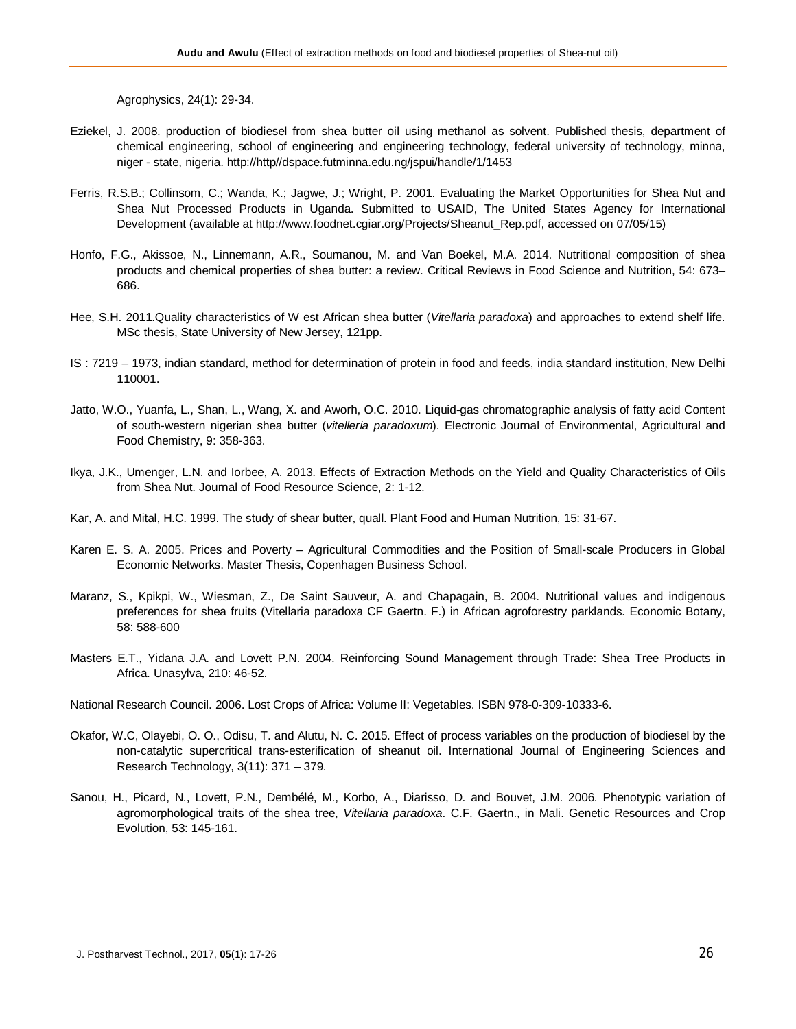Agrophysics, 24(1): 29-34.

Eziekel, J. 2008. production of biodiesel from shea butter oil using methanol as solvent. Published thesis, department of chemical engineering, school of engineering and engineering technology, federal university of technology, minna, niger - state, nigeria. http://http//dspace.futminna.edu.ng/jspui/handle/1/1453

Ferris, R.S.B.; Collinsom, C.; Wanda, K.; Jagwe, J.; Wright, P. 2001. Evaluating the Market Opportunities for Shea Nut and Shea Nut Processed Products in Uganda. Submitted to USAID, The United States Agency for International Development (available at http://www.foodnet.cgiar.org/Projects/Sheanut_Rep.pdf, accessed on 07/05/15)

Honfo, F.G., Akissoe, N., Linnemann, A.R., Soumanou, M. and Van Boekel, M.A. 2014. Nutritional composition of shea products and chemical properties of shea butter: a review. Critical Reviews in Food Science and Nutrition, 54: 673–686.

Hee, S.H. 2011.Quality characteristics of W est African shea butter (*Vitellaria paradoxa*) and approaches to extend shelf life. MSc thesis, State University of New Jersey, 121pp.

IS : 7219 – 1973, indian standard, method for determination of protein in food and feeds, india standard institution, New Delhi 110001.

Jatto, W.O., Yuanfa, L., Shan, L., Wang, X. and Aworh, O.C. 2010. Liquid-gas chromatographic analysis of fatty acid Content of south-western nigerian shea butter (*vitelleria paradoxum*). Electronic Journal of Environmental, Agricultural and Food Chemistry, 9: 358-363.

Ikya, J.K., Umenger, L.N. and Iorbee, A. 2013. Effects of Extraction Methods on the Yield and Quality Characteristics of Oils from Shea Nut. Journal of Food Resource Science, 2: 1-12.

Kar, A. and Mital, H.C. 1999. The study of shear butter, quall. Plant Food and Human Nutrition, 15: 31-67.

Karen E. S. A. 2005. Prices and Poverty – Agricultural Commodities and the Position of Small-scale Producers in Global Economic Networks. Master Thesis, Copenhagen Business School.

Maranz, S., Kpikpi, W., Wiesman, Z., De Saint Sauveur, A. and Chapagain, B. 2004. Nutritional values and indigenous preferences for shea fruits (Vitellaria paradoxa CF Gaertn. F.) in African agroforestry parklands. Economic Botany, 58: 588-600

Masters E.T., Yidana J.A. and Lovett P.N. 2004. Reinforcing Sound Management through Trade: Shea Tree Products in Africa. Unasylva, 210: 46-52.

National Research Council. 2006. Lost Crops of Africa: Volume II: Vegetables. ISBN 978-0-309-10333-6.

Okafor, W.C, Olayebi, O. O., Odisu, T. and Alutu, N. C. 2015. Effect of process variables on the production of biodiesel by the non-catalytic supercritical trans-esterification of sheanut oil. International Journal of Engineering Sciences and Research Technology, 3(11): 371 – 379.

Sanou, H., Picard, N., Lovett, P.N., Dembélé, M., Korbo, A., Diarisso, D. and Bouvet, J.M. 2006. Phenotypic variation of agromorphological traits of the shea tree, *Vitellaria paradoxa*. C.F. Gaertn., in Mali. Genetic Resources and Crop Evolution, 53: 145-161.